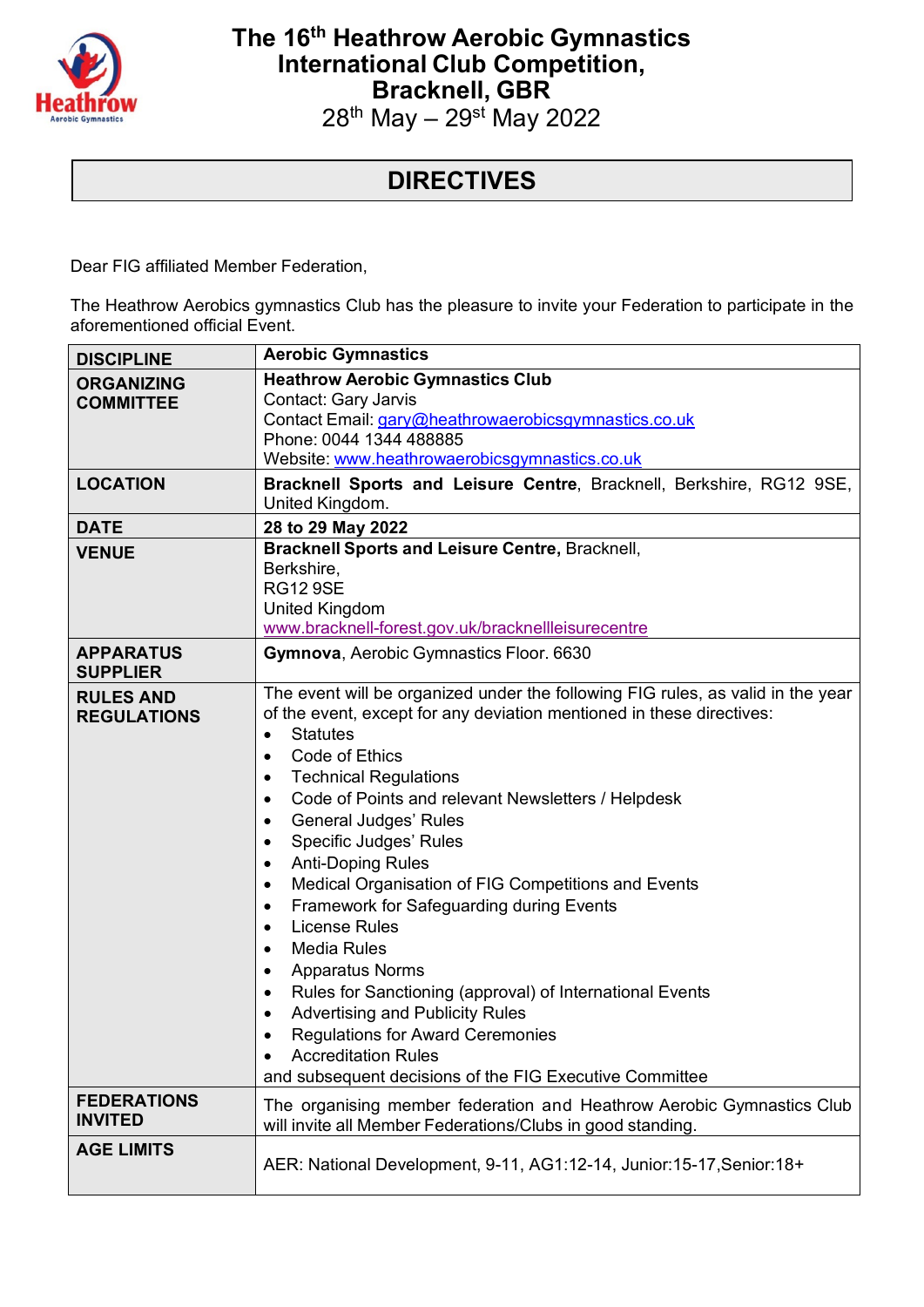# The 16th Heathrow Aerobic Gymnastics International Club Competition, Bracknell, GBR

28th May – 29st May 2022

## DIRECTIVES

Dear FIG affiliated Member Federation,

The Heathrow Aerobics gymnastics Club has the pleasure to invite your Federation to participate in the aforementioned official Event.

| | |
|---|---|
| **DISCIPLINE** | **Aerobic Gymnastics** |
| **ORGANIZING COMMITTEE** | **Heathrow Aerobic Gymnastics Club**<br>Contact: Gary Jarvis<br>Contact Email: gary@heathrowaerobicsgymnastics.co.uk<br>Phone: 0044 1344 488885<br>Website: www.heathrowaerobicsgymnastics.co.uk |
| **LOCATION** | **Bracknell Sports and Leisure Centre**, Bracknell, Berkshire, RG12 9SE, United Kingdom. |
| **DATE** | **28 to 29 May 2022** |
| **VENUE** | **Bracknell Sports and Leisure Centre,** Bracknell,<br>Berkshire,<br>RG12 9SE<br>United Kingdom<br>www.bracknell-forest.gov.uk/bracknellleisurecentre |
| **APPARATUS SUPPLIER** | **Gymnova**, Aerobic Gymnastics Floor. 6630 |
| **RULES AND REGULATIONS** | The event will be organized under the following FIG rules, as valid in the year of the event, except for any deviation mentioned in these directives:<br>• Statutes<br>• Code of Ethics<br>• Technical Regulations<br>• Code of Points and relevant Newsletters / Helpdesk<br>• General Judges' Rules<br>• Specific Judges' Rules<br>• Anti-Doping Rules<br>• Medical Organisation of FIG Competitions and Events<br>• Framework for Safeguarding during Events<br>• License Rules<br>• Media Rules<br>• Apparatus Norms<br>• Rules for Sanctioning (approval) of International Events<br>• Advertising and Publicity Rules<br>• Regulations for Award Ceremonies<br>• Accreditation Rules<br>and subsequent decisions of the FIG Executive Committee |
| **FEDERATIONS INVITED** | The organising member federation and Heathrow Aerobic Gymnastics Club will invite all Member Federations/Clubs in good standing. |
| **AGE LIMITS** | AER: National Development, 9-11, AG1:12-14, Junior:15-17,Senior:18+ |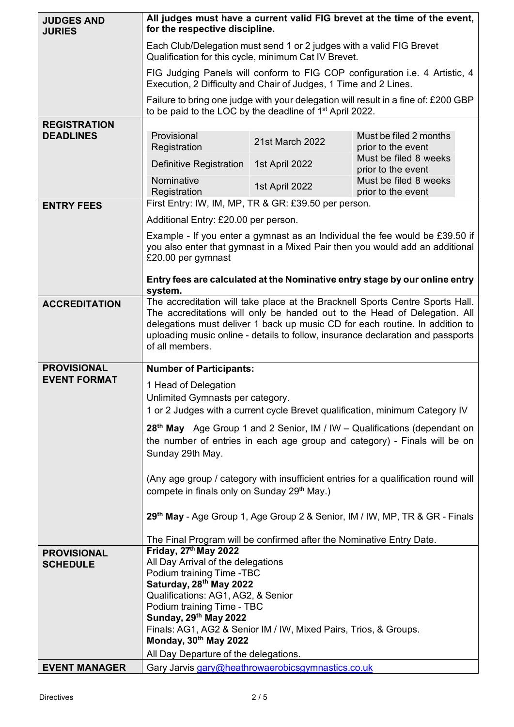| | |
|---|---|
| **JUDGES AND JURIES** | **All judges must have a current valid FIG brevet at the time of the event, for the respective discipline.**<br><br>Each Club/Delegation must send 1 or 2 judges with a valid FIG Brevet Qualification for this cycle, minimum Cat IV Brevet.<br><br>FIG Judging Panels will conform to FIG COP configuration i.e. 4 Artistic, 4 Execution, 2 Difficulty and Chair of Judges, 1 Time and 2 Lines.<br><br>Failure to bring one judge with your delegation will result in a fine of: £200 GBP to be paid to the LOC by the deadline of 1st April 2022. |
| **REGISTRATION DEADLINES** | Provisional Registration — 21st March 2022 — Must be filed 2 months prior to the event<br>Definitive Registration — 1st April 2022 — Must be filed 8 weeks prior to the event<br>Nominative Registration — 1st April 2022 — Must be filed 8 weeks prior to the event |
| **ENTRY FEES** | First Entry: IW, IM, MP, TR & GR: £39.50 per person.<br><br>Additional Entry: £20.00 per person.<br><br>Example - If you enter a gymnast as an Individual the fee would be £39.50 if you also enter that gymnast in a Mixed Pair then you would add an additional £20.00 per gymnast<br><br>**Entry fees are calculated at the Nominative entry stage by our online entry system.** |
| **ACCREDITATION** | The accreditation will take place at the Bracknell Sports Centre Sports Hall. The accreditations will only be handed out to the Head of Delegation. All delegations must deliver 1 back up music CD for each routine. In addition to uploading music online - details to follow, insurance declaration and passports of all members. |
| **PROVISIONAL EVENT FORMAT** | **Number of Participants:**<br><br>1 Head of Delegation<br>Unlimited Gymnasts per category.<br>1 or 2 Judges with a current cycle Brevet qualification, minimum Category IV<br><br>**28th May** Age Group 1 and 2 Senior, IM / IW – Qualifications (dependant on the number of entries in each age group and category) - Finals will be on Sunday 29th May.<br><br>(Any age group / category with insufficient entries for a qualification round will compete in finals only on Sunday 29th May.)<br><br>**29th May** - Age Group 1, Age Group 2 & Senior, IM / IW, MP, TR & GR - Finals<br><br>The Final Program will be confirmed after the Nominative Entry Date. |
| **PROVISIONAL SCHEDULE** | **Friday, 27th May 2022**<br>All Day Arrival of the delegations<br>Podium training Time -TBC<br>**Saturday, 28th May 2022**<br>Qualifications: AG1, AG2, & Senior<br>Podium training Time - TBC<br>**Sunday, 29th May 2022**<br>Finals: AG1, AG2 & Senior IM / IW, Mixed Pairs, Trios, & Groups.<br>**Monday, 30th May 2022**<br>All Day Departure of the delegations. |
| **EVENT MANAGER** | Gary Jarvis gary@heathrowaerobicsgymnastics.co.uk |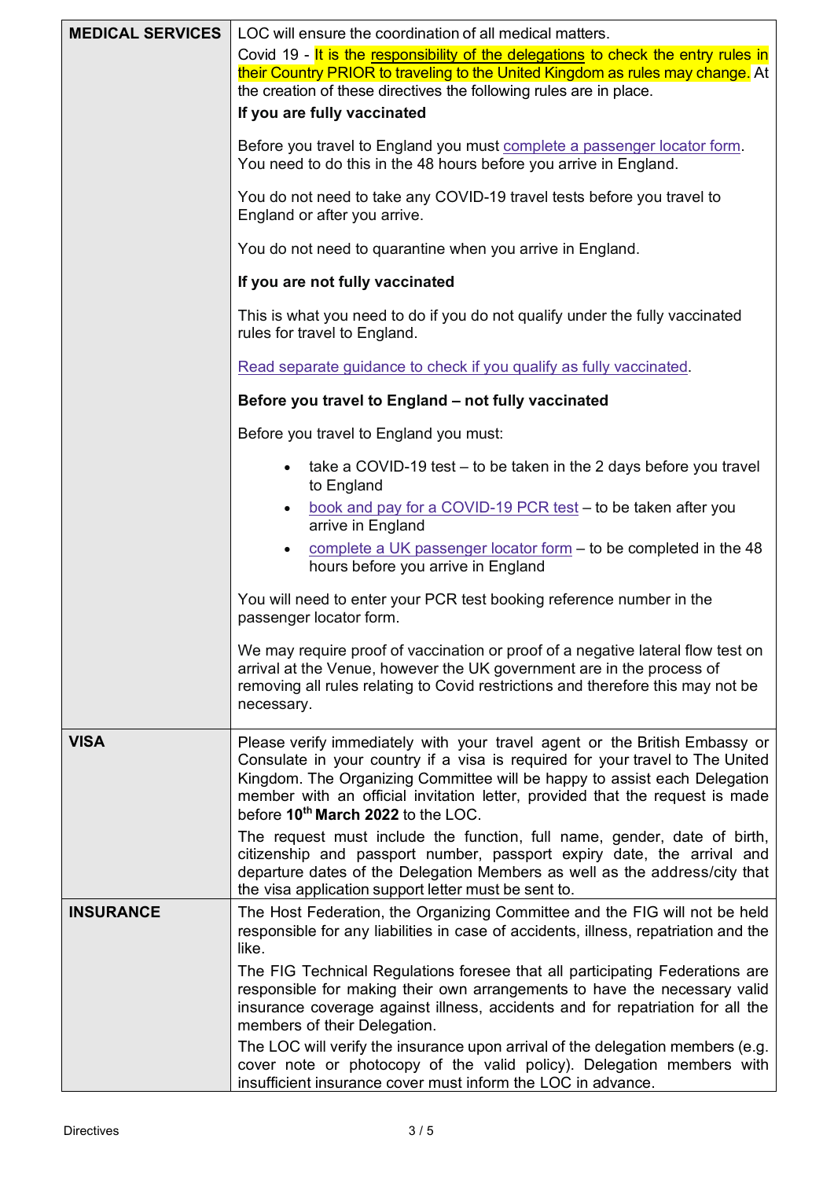| | |
|---|---|
| **MEDICAL SERVICES** | LOC will ensure the coordination of all medical matters.<br>Covid 19 - It is the responsibility of the delegations to check the entry rules in their Country PRIOR to traveling to the United Kingdom as rules may change. At the creation of these directives the following rules are in place.<br>**If you are fully vaccinated**<br>Before you travel to England you must complete a passenger locator form. You need to do this in the 48 hours before you arrive in England.<br>You do not need to take any COVID-19 travel tests before you travel to England or after you arrive.<br>You do not need to quarantine when you arrive in England.<br>**If you are not fully vaccinated**<br>This is what you need to do if you do not qualify under the fully vaccinated rules for travel to England.<br>Read separate guidance to check if you qualify as fully vaccinated.<br>**Before you travel to England – not fully vaccinated**<br>Before you travel to England you must:<br>• take a COVID-19 test – to be taken in the 2 days before you travel to England<br>• book and pay for a COVID-19 PCR test – to be taken after you arrive in England<br>• complete a UK passenger locator form – to be completed in the 48 hours before you arrive in England<br>You will need to enter your PCR test booking reference number in the passenger locator form.<br>We may require proof of vaccination or proof of a negative lateral flow test on arrival at the Venue, however the UK government are in the process of removing all rules relating to Covid restrictions and therefore this may not be necessary. |
| **VISA** | Please verify immediately with your travel agent or the British Embassy or Consulate in your country if a visa is required for your travel to The United Kingdom. The Organizing Committee will be happy to assist each Delegation member with an official invitation letter, provided that the request is made before **10th March 2022** to the LOC.<br>The request must include the function, full name, gender, date of birth, citizenship and passport number, passport expiry date, the arrival and departure dates of the Delegation Members as well as the address/city that the visa application support letter must be sent to. |
| **INSURANCE** | The Host Federation, the Organizing Committee and the FIG will not be held responsible for any liabilities in case of accidents, illness, repatriation and the like.<br>The FIG Technical Regulations foresee that all participating Federations are responsible for making their own arrangements to have the necessary valid insurance coverage against illness, accidents and for repatriation for all the members of their Delegation.<br>The LOC will verify the insurance upon arrival of the delegation members (e.g. cover note or photocopy of the valid policy). Delegation members with insufficient insurance cover must inform the LOC in advance. |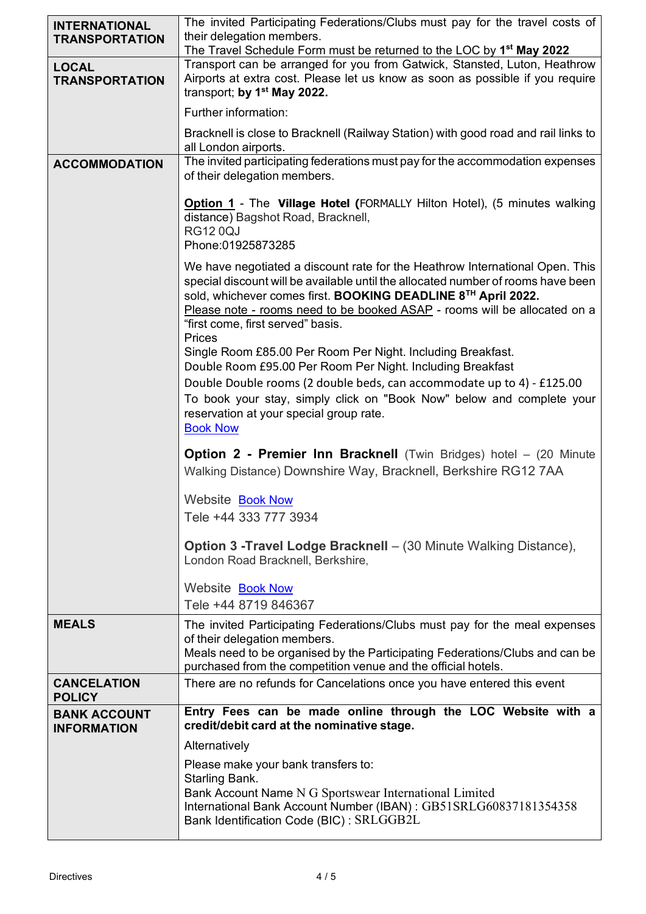| | |
|---|---|
| **INTERNATIONAL TRANSPORTATION** | The invited Participating Federations/Clubs must pay for the travel costs of their delegation members.<br>The Travel Schedule Form must be returned to the LOC by **1st May 2022** |
| **LOCAL TRANSPORTATION** | Transport can be arranged for you from Gatwick, Stansted, Luton, Heathrow Airports at extra cost. Please let us know as soon as possible if you require transport; **by 1st May 2022.**<br><br>Further information:<br><br>Bracknell is close to Bracknell (Railway Station) with good road and rail links to all London airports. |
| **ACCOMMODATION** | The invited participating federations must pay for the accommodation expenses of their delegation members.<br><br>**Option 1** - The **Village Hotel (**FORMALLY Hilton Hotel), (5 minutes walking distance) Bagshot Road, Bracknell,<br>RG12 0QJ<br>Phone:01925873285<br><br>We have negotiated a discount rate for the Heathrow International Open. This special discount will be available until the allocated number of rooms have been sold, whichever comes first. **BOOKING DEADLINE 8TH April 2022.**<br>Please note - rooms need to be booked ASAP - rooms will be allocated on a "first come, first served" basis.<br>Prices<br>Single Room £85.00 Per Room Per Night. Including Breakfast.<br>Double Room £95.00 Per Room Per Night. Including Breakfast<br>Double Double rooms (2 double beds, can accommodate up to 4) - £125.00<br>To book your stay, simply click on "Book Now" below and complete your reservation at your special group rate.<br>Book Now<br><br>**Option 2 - Premier Inn Bracknell** (Twin Bridges) hotel – (20 Minute Walking Distance) Downshire Way, Bracknell, Berkshire RG12 7AA<br><br>Website Book Now<br>Tele +44 333 777 3934<br><br>**Option 3 -Travel Lodge Bracknell** – (30 Minute Walking Distance), London Road Bracknell, Berkshire,<br><br>Website Book Now<br>Tele +44 8719 846367 |
| **MEALS** | The invited Participating Federations/Clubs must pay for the meal expenses of their delegation members.<br>Meals need to be organised by the Participating Federations/Clubs and can be purchased from the competition venue and the official hotels. |
| **CANCELATION POLICY** | There are no refunds for Cancelations once you have entered this event |
| **BANK ACCOUNT INFORMATION** | **Entry Fees can be made online through the LOC Website with a credit/debit card at the nominative stage.**<br><br>Alternatively<br><br>Please make your bank transfers to:<br>Starling Bank.<br>Bank Account Name N G Sportswear International Limited<br>International Bank Account Number (IBAN) : GB51SRLG60837181354358<br>Bank Identification Code (BIC) : SRLGGB2L |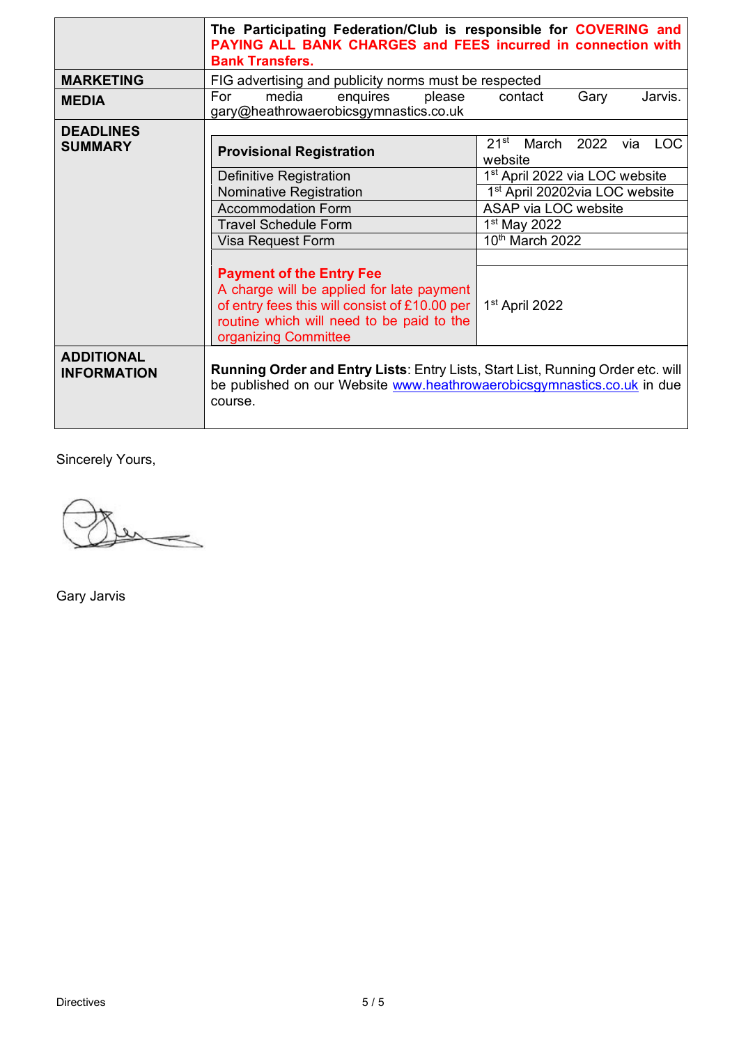| | |
|---|---|
| | **The Participating Federation/Club is responsible for COVERING and PAYING ALL BANK CHARGES and FEES incurred in connection with Bank Transfers.** |
| **MARKETING** | FIG advertising and publicity norms must be respected |
| **MEDIA** | For media enquires please contact Gary Jarvis. gary@heathrowaerobicsgymnastics.co.uk |
| **DEADLINES SUMMARY** | |

| Deadline | Date |
|---|---|
| **Provisional Registration** | 21st March 2022 via LOC website |
| Definitive Registration | 1st April 2022 via LOC website |
| Nominative Registration | 1st April 20202via LOC website |
| Accommodation Form | ASAP via LOC website |
| Travel Schedule Form | 1st May 2022 |
| Visa Request Form | 10th March 2022 |
| | |
| **Payment of the Entry Fee** A charge will be applied for late payment of entry fees this will consist of £10.00 per routine which will need to be paid to the organizing Committee | 1st April 2022 |

| | |
|---|---|
| **ADDITIONAL INFORMATION** | **Running Order and Entry Lists**: Entry Lists, Start List, Running Order etc. will be published on our Website www.heathrowaerobicsgymnastics.co.uk in due course. |

Sincerely Yours,

Gary Jarvis